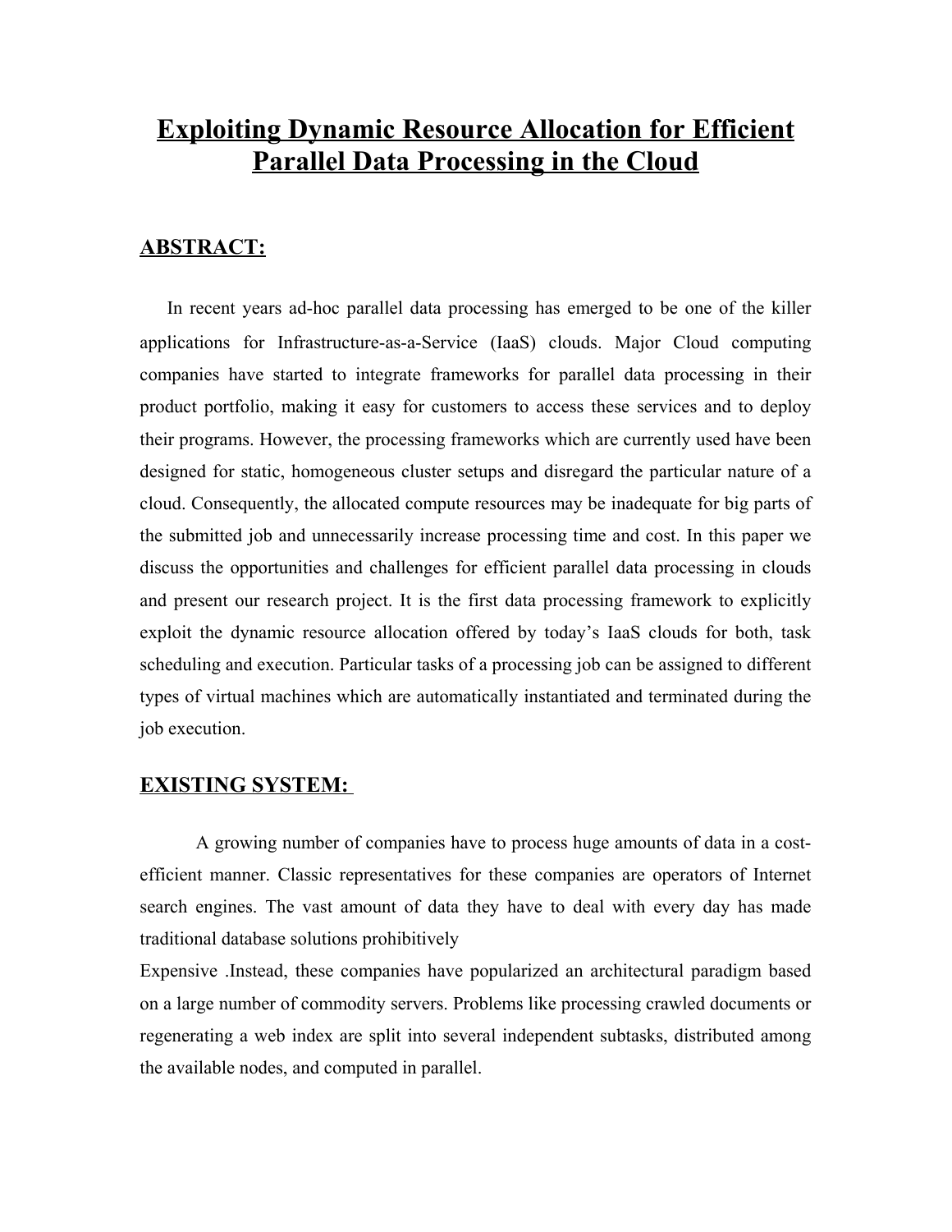# Exploiting Dynamic Resource Allocation for Efficient Parallel Data Processing in the Cloud

## ABSTRACT:

In recent years ad-hoc parallel data processing has emerged to be one of the killer applications for Infrastructure-as-a-Service (IaaS) clouds. Major Cloud computing companies have started to integrate frameworks for parallel data processing in their product portfolio, making it easy for customers to access these services and to deploy their programs. However, the processing frameworks which are currently used have been designed for static, homogeneous cluster setups and disregard the particular nature of a cloud. Consequently, the allocated compute resources may be inadequate for big parts of the submitted job and unnecessarily increase processing time and cost. In this paper we discuss the opportunities and challenges for efficient parallel data processing in clouds and present our research project. It is the first data processing framework to explicitly exploit the dynamic resource allocation offered by today's IaaS clouds for both, task scheduling and execution. Particular tasks of a processing job can be assigned to different types of virtual machines which are automatically instantiated and terminated during the job execution.

## EXISTING SYSTEM:

A growing number of companies have to process huge amounts of data in a cost-efficient manner. Classic representatives for these companies are operators of Internet search engines. The vast amount of data they have to deal with every day has made traditional database solutions prohibitively Expensive .Instead, these companies have popularized an architectural paradigm based on a large number of commodity servers. Problems like processing crawled documents or regenerating a web index are split into several independent subtasks, distributed among the available nodes, and computed in parallel.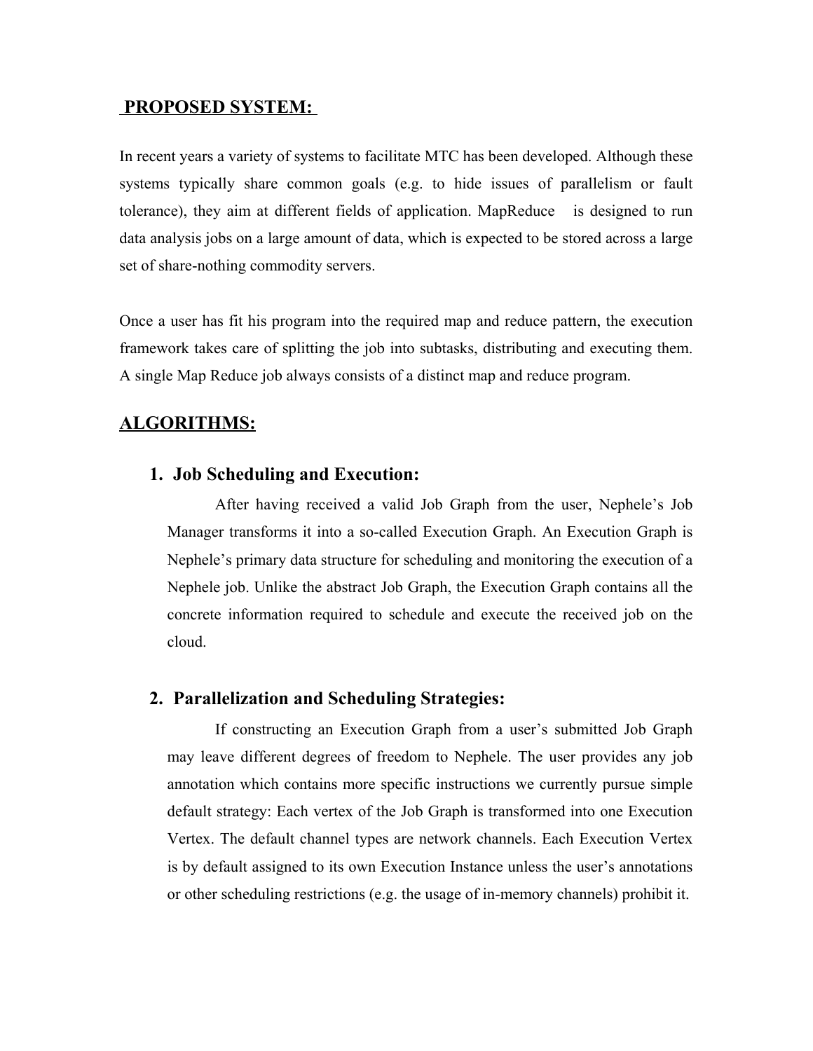## PROPOSED SYSTEM:

In recent years a variety of systems to facilitate MTC has been developed. Although these systems typically share common goals (e.g. to hide issues of parallelism or fault tolerance), they aim at different fields of application. MapReduce is designed to run data analysis jobs on a large amount of data, which is expected to be stored across a large set of share-nothing commodity servers.

Once a user has fit his program into the required map and reduce pattern, the execution framework takes care of splitting the job into subtasks, distributing and executing them. A single Map Reduce job always consists of a distinct map and reduce program.

## ALGORITHMS:

### 1. Job Scheduling and Execution:

After having received a valid Job Graph from the user, Nephele's Job Manager transforms it into a so-called Execution Graph. An Execution Graph is Nephele's primary data structure for scheduling and monitoring the execution of a Nephele job. Unlike the abstract Job Graph, the Execution Graph contains all the concrete information required to schedule and execute the received job on the cloud.

### 2. Parallelization and Scheduling Strategies:

If constructing an Execution Graph from a user's submitted Job Graph may leave different degrees of freedom to Nephele. The user provides any job annotation which contains more specific instructions we currently pursue simple default strategy: Each vertex of the Job Graph is transformed into one Execution Vertex. The default channel types are network channels. Each Execution Vertex is by default assigned to its own Execution Instance unless the user's annotations or other scheduling restrictions (e.g. the usage of in-memory channels) prohibit it.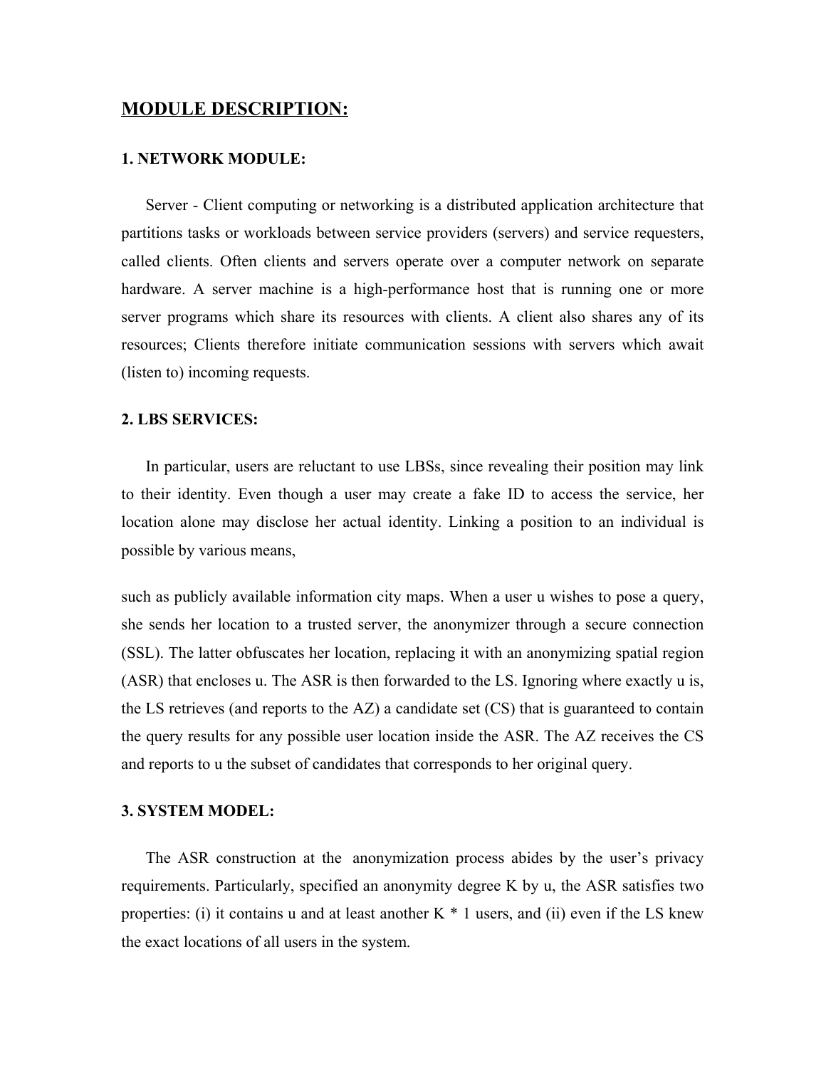# MODULE DESCRIPTION:

### 1. NETWORK MODULE:

Server - Client computing or networking is a distributed application architecture that partitions tasks or workloads between service providers (servers) and service requesters, called clients. Often clients and servers operate over a computer network on separate hardware. A server machine is a high-performance host that is running one or more server programs which share its resources with clients. A client also shares any of its resources; Clients therefore initiate communication sessions with servers which await (listen to) incoming requests.

### 2. LBS SERVICES:

In particular, users are reluctant to use LBSs, since revealing their position may link to their identity. Even though a user may create a fake ID to access the service, her location alone may disclose her actual identity. Linking a position to an individual is possible by various means,

such as publicly available information city maps. When a user u wishes to pose a query, she sends her location to a trusted server, the anonymizer through a secure connection (SSL). The latter obfuscates her location, replacing it with an anonymizing spatial region (ASR) that encloses u. The ASR is then forwarded to the LS. Ignoring where exactly u is, the LS retrieves (and reports to the AZ) a candidate set (CS) that is guaranteed to contain the query results for any possible user location inside the ASR. The AZ receives the CS and reports to u the subset of candidates that corresponds to her original query.

### 3. SYSTEM MODEL:

The ASR construction at the anonymization process abides by the user's privacy requirements. Particularly, specified an anonymity degree K by u, the ASR satisfies two properties: (i) it contains u and at least another K * 1 users, and (ii) even if the LS knew the exact locations of all users in the system.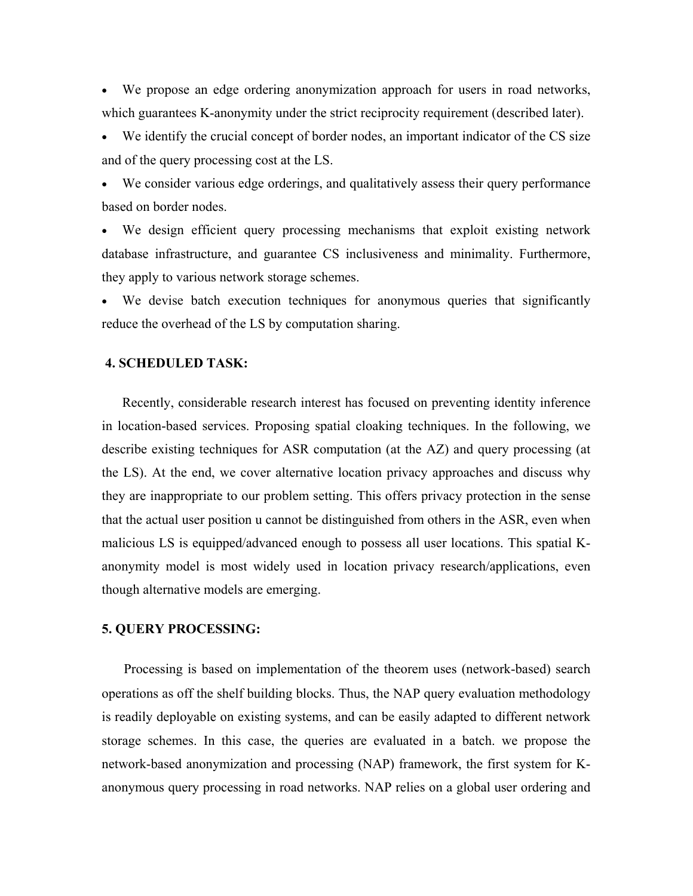- We propose an edge ordering anonymization approach for users in road networks, which guarantees K-anonymity under the strict reciprocity requirement (described later).
- We identify the crucial concept of border nodes, an important indicator of the CS size and of the query processing cost at the LS.
- We consider various edge orderings, and qualitatively assess their query performance based on border nodes.
- We design efficient query processing mechanisms that exploit existing network database infrastructure, and guarantee CS inclusiveness and minimality. Furthermore, they apply to various network storage schemes.
- We devise batch execution techniques for anonymous queries that significantly reduce the overhead of the LS by computation sharing.

## 4. SCHEDULED TASK:

Recently, considerable research interest has focused on preventing identity inference in location-based services. Proposing spatial cloaking techniques. In the following, we describe existing techniques for ASR computation (at the AZ) and query processing (at the LS). At the end, we cover alternative location privacy approaches and discuss why they are inappropriate to our problem setting. This offers privacy protection in the sense that the actual user position u cannot be distinguished from others in the ASR, even when malicious LS is equipped/advanced enough to possess all user locations. This spatial K-anonymity model is most widely used in location privacy research/applications, even though alternative models are emerging.

## 5. QUERY PROCESSING:

Processing is based on implementation of the theorem uses (network-based) search operations as off the shelf building blocks. Thus, the NAP query evaluation methodology is readily deployable on existing systems, and can be easily adapted to different network storage schemes. In this case, the queries are evaluated in a batch. we propose the network-based anonymization and processing (NAP) framework, the first system for K-anonymous query processing in road networks. NAP relies on a global user ordering and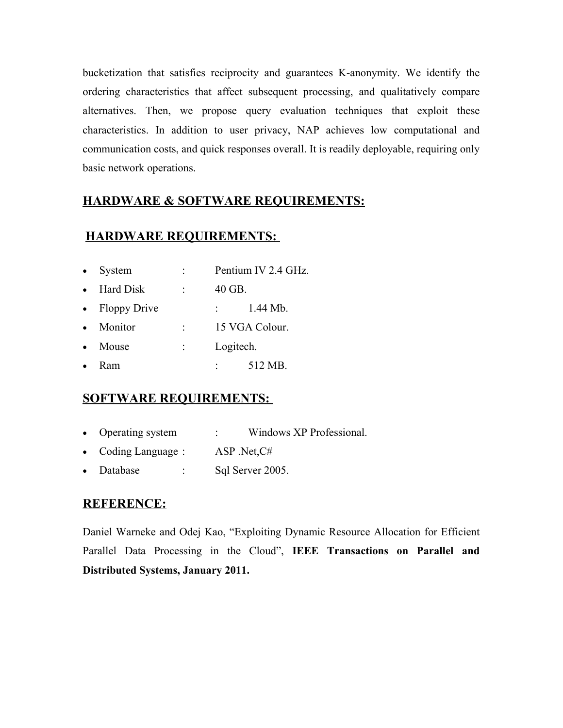bucketization that satisfies reciprocity and guarantees K-anonymity. We identify the ordering characteristics that affect subsequent processing, and qualitatively compare alternatives. Then, we propose query evaluation techniques that exploit these characteristics. In addition to user privacy, NAP achieves low computational and communication costs, and quick responses overall. It is readily deployable, requiring only basic network operations.

## HARDWARE & SOFTWARE REQUIREMENTS:

## HARDWARE REQUIREMENTS:

- System : Pentium IV 2.4 GHz.
- Hard Disk : 40 GB.
- Floppy Drive : 1.44 Mb.
- Monitor : 15 VGA Colour.
- Mouse : Logitech.
- Ram : 512 MB.

## SOFTWARE REQUIREMENTS:

- Operating system : Windows XP Professional.
- Coding Language : ASP .Net,C#
- Database : Sql Server 2005.

## REFERENCE:

Daniel Warneke and Odej Kao, “Exploiting Dynamic Resource Allocation for Efficient Parallel Data Processing in the Cloud”, **IEEE Transactions on Parallel and Distributed Systems, January 2011.**